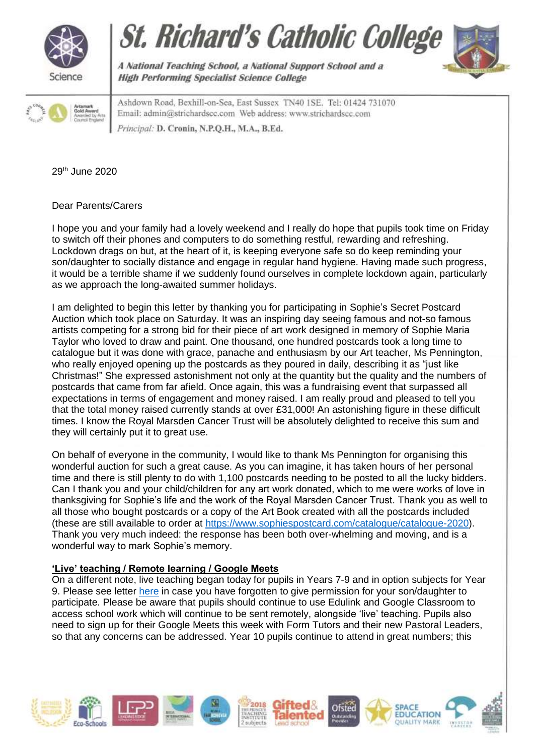# St. Richard's Catholic College

*A National Teaching School, a National Support School and a High Performing Specialist Science College*

Ashdown Road, Bexhill-on-Sea, East Sussex TN40 1SE. Tel: 01424 731070
Email: admin@strichardscc.com Web address: www.strichardscc.com

*Principal:* **D. Cronin, N.P.Q.H., M.A., B.Ed.**

29th June 2020

Dear Parents/Carers

I hope you and your family had a lovely weekend and I really do hope that pupils took time on Friday to switch off their phones and computers to do something restful, rewarding and refreshing. Lockdown drags on but, at the heart of it, is keeping everyone safe so do keep reminding your son/daughter to socially distance and engage in regular hand hygiene. Having made such progress, it would be a terrible shame if we suddenly found ourselves in complete lockdown again, particularly as we approach the long-awaited summer holidays.

I am delighted to begin this letter by thanking you for participating in Sophie's Secret Postcard Auction which took place on Saturday. It was an inspiring day seeing famous and not-so famous artists competing for a strong bid for their piece of art work designed in memory of Sophie Maria Taylor who loved to draw and paint. One thousand, one hundred postcards took a long time to catalogue but it was done with grace, panache and enthusiasm by our Art teacher, Ms Pennington, who really enjoyed opening up the postcards as they poured in daily, describing it as "just like Christmas!" She expressed astonishment not only at the quantity but the quality and the numbers of postcards that came from far afield. Once again, this was a fundraising event that surpassed all expectations in terms of engagement and money raised. I am really proud and pleased to tell you that the total money raised currently stands at over £31,000! An astonishing figure in these difficult times. I know the Royal Marsden Cancer Trust will be absolutely delighted to receive this sum and they will certainly put it to great use.

On behalf of everyone in the community, I would like to thank Ms Pennington for organising this wonderful auction for such a great cause. As you can imagine, it has taken hours of her personal time and there is still plenty to do with 1,100 postcards needing to be posted to all the lucky bidders. Can I thank you and your child/children for any art work donated, which to me were works of love in thanksgiving for Sophie's life and the work of the Royal Marsden Cancer Trust. Thank you as well to all those who bought postcards or a copy of the Art Book created with all the postcards included (these are still available to order at https://www.sophiespostcard.com/catalogue/catalogue-2020). Thank you very much indeed: the response has been both over-whelming and moving, and is a wonderful way to mark Sophie's memory.

**'Live' teaching / Remote learning / Google Meets**

On a different note, live teaching began today for pupils in Years 7-9 and in option subjects for Year 9. Please see letter here in case you have forgotten to give permission for your son/daughter to participate. Please be aware that pupils should continue to use Edulink and Google Classroom to access school work which will continue to be sent remotely, alongside 'live' teaching. Pupils also need to sign up for their Google Meets this week with Form Tutors and their new Pastoral Leaders, so that any concerns can be addressed. Year 10 pupils continue to attend in great numbers; this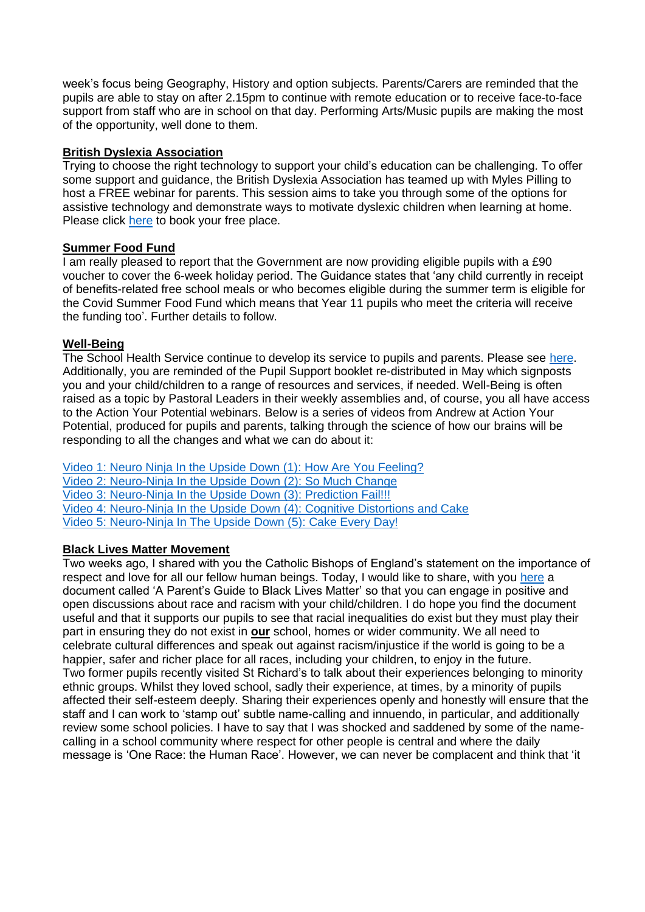week's focus being Geography, History and option subjects. Parents/Carers are reminded that the pupils are able to stay on after 2.15pm to continue with remote education or to receive face-to-face support from staff who are in school on that day. Performing Arts/Music pupils are making the most of the opportunity, well done to them.

**British Dyslexia Association**

Trying to choose the right technology to support your child's education can be challenging. To offer some support and guidance, the British Dyslexia Association has teamed up with Myles Pilling to host a FREE webinar for parents. This session aims to take you through some of the options for assistive technology and demonstrate ways to motivate dyslexic children when learning at home. Please click here to book your free place.

**Summer Food Fund**

I am really pleased to report that the Government are now providing eligible pupils with a £90 voucher to cover the 6-week holiday period. The Guidance states that 'any child currently in receipt of benefits-related free school meals or who becomes eligible during the summer term is eligible for the Covid Summer Food Fund which means that Year 11 pupils who meet the criteria will receive the funding too'. Further details to follow.

**Well-Being**

The School Health Service continue to develop its service to pupils and parents. Please see here. Additionally, you are reminded of the Pupil Support booklet re-distributed in May which signposts you and your child/children to a range of resources and services, if needed. Well-Being is often raised as a topic by Pastoral Leaders in their weekly assemblies and, of course, you all have access to the Action Your Potential webinars. Below is a series of videos from Andrew at Action Your Potential, produced for pupils and parents, talking through the science of how our brains will be responding to all the changes and what we can do about it:

Video 1: Neuro Ninja In the Upside Down (1): How Are You Feeling?
Video 2: Neuro-Ninja In the Upside Down (2): So Much Change
Video 3: Neuro-Ninja In the Upside Down (3): Prediction Fail!!!
Video 4: Neuro-Ninja In the Upside Down (4): Cognitive Distortions and Cake
Video 5: Neuro-Ninja In The Upside Down (5): Cake Every Day!

**Black Lives Matter Movement**

Two weeks ago, I shared with you the Catholic Bishops of England's statement on the importance of respect and love for all our fellow human beings. Today, I would like to share, with you here a document called 'A Parent's Guide to Black Lives Matter' so that you can engage in positive and open discussions about race and racism with your child/children. I do hope you find the document useful and that it supports our pupils to see that racial inequalities do exist but they must play their part in ensuring they do not exist in **our** school, homes or wider community. We all need to celebrate cultural differences and speak out against racism/injustice if the world is going to be a happier, safer and richer place for all races, including your children, to enjoy in the future.
Two former pupils recently visited St Richard's to talk about their experiences belonging to minority ethnic groups. Whilst they loved school, sadly their experience, at times, by a minority of pupils affected their self-esteem deeply. Sharing their experiences openly and honestly will ensure that the staff and I can work to 'stamp out' subtle name-calling and innuendo, in particular, and additionally review some school policies. I have to say that I was shocked and saddened by some of the name-calling in a school community where respect for other people is central and where the daily message is 'One Race: the Human Race'. However, we can never be complacent and think that 'it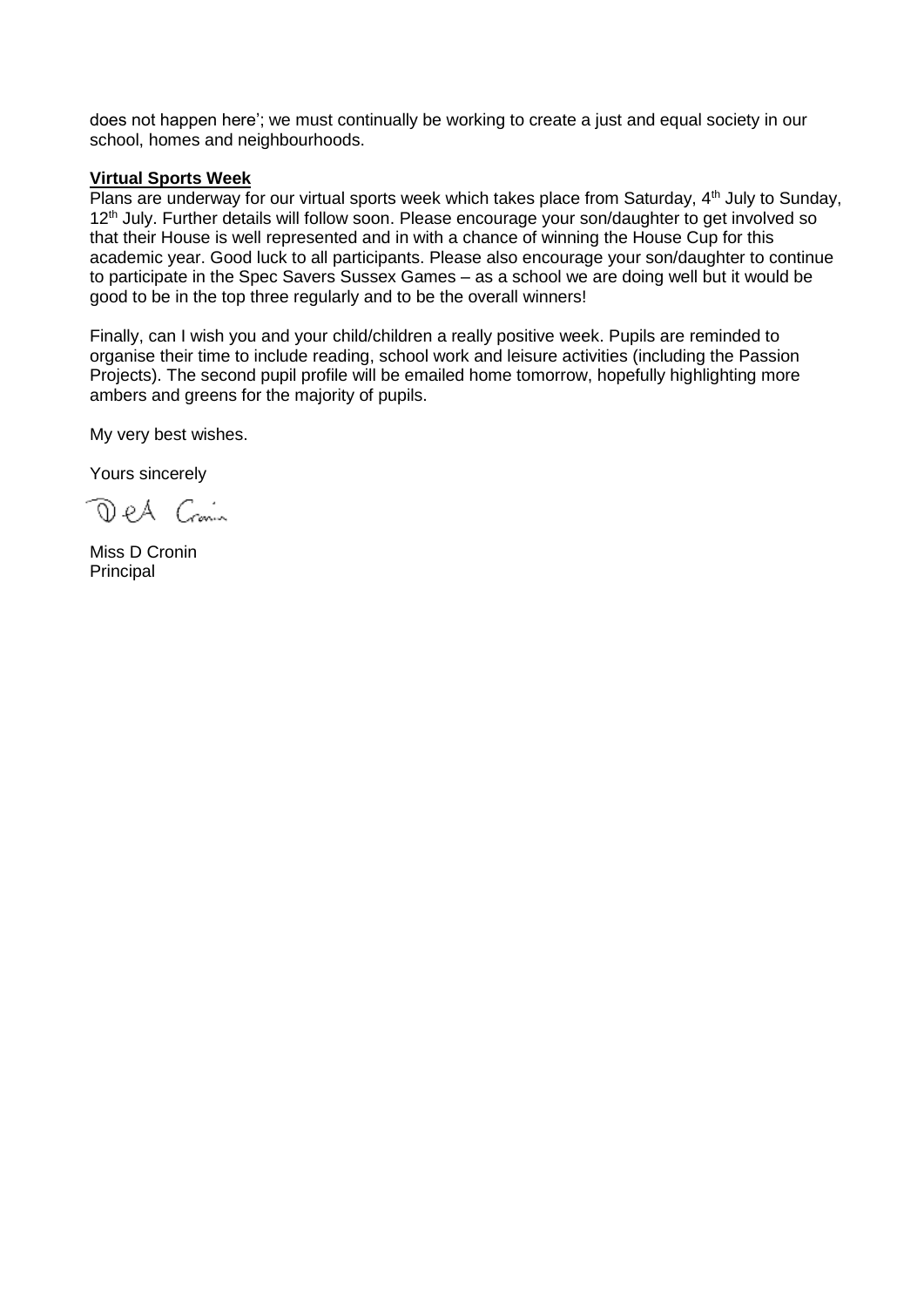does not happen here'; we must continually be working to create a just and equal society in our school, homes and neighbourhoods.

**Virtual Sports Week**

Plans are underway for our virtual sports week which takes place from Saturday, 4th July to Sunday, 12th July. Further details will follow soon. Please encourage your son/daughter to get involved so that their House is well represented and in with a chance of winning the House Cup for this academic year. Good luck to all participants. Please also encourage your son/daughter to continue to participate in the Spec Savers Sussex Games – as a school we are doing well but it would be good to be in the top three regularly and to be the overall winners!

Finally, can I wish you and your child/children a really positive week. Pupils are reminded to organise their time to include reading, school work and leisure activities (including the Passion Projects). The second pupil profile will be emailed home tomorrow, hopefully highlighting more ambers and greens for the majority of pupils.

My very best wishes.

Yours sincerely

Miss D Cronin
Principal